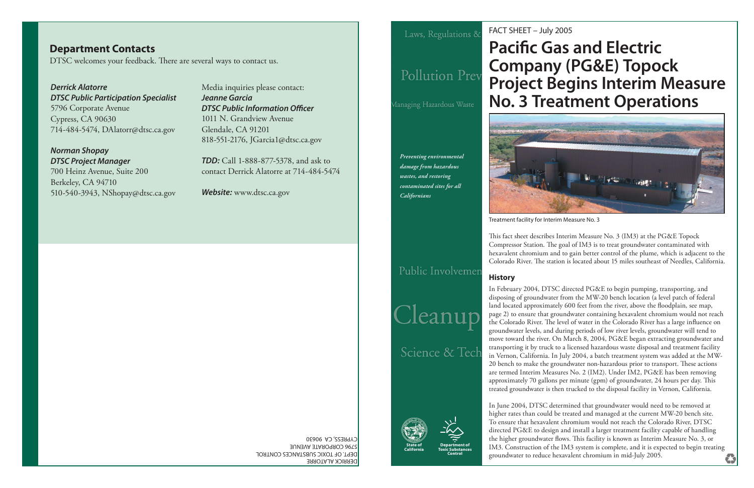## Department Contacts

DTSC welcomes your feedback. There are several ways to contact us.

***Derrick Alatorre***
***DTSC Public Participation Specialist***
5796 Corporate Avenue
Cypress, CA 90630
714-484-5474, DAlatorr@dtsc.ca.gov

***Norman Shopay***
***DTSC Project Manager***
700 Heinz Avenue, Suite 200
Berkeley, CA 94710
510-540-3943, NShopay@dtsc.ca.gov

Media inquiries please contact:
***Jeanne Garcia***
***DTSC Public Information Officer***
1011 N. Grandview Avenue
Glendale, CA 91201
818-551-2176, JGarcia1@dtsc.ca.gov

***TDD:*** Call 1-888-877-5378, and ask to contact Derrick Alatorre at 714-484-5474

***Website:*** www.dtsc.ca.gov

DERRICK ALATORRE
DEPT. OF TOXIC SUBSTANCES CONTROL
5796 CORPORATE AVENUE
CYPRESS, CA 90630

Laws, Regulations &

Pollution Prev

Managing Hazardous Waste

*Preventing environmental damage from hazardous wastes, and restoring contaminated sites for all Californians*

Public Involvemen

Cleanup

Science & Tech

State of California

Department of Toxic Substances Control

FACT SHEET – July 2005

# Pacific Gas and Electric Company (PG&E) Topock Project Begins Interim Measure No. 3 Treatment Operations

Treatment facility for Interim Measure No. 3

This fact sheet describes Interim Measure No. 3 (IM3) at the PG&E Topock Compressor Station. The goal of IM3 is to treat groundwater contaminated with hexavalent chromium and to gain better control of the plume, which is adjacent to the Colorado River. The station is located about 15 miles southeast of Needles, California.

### History

In February 2004, DTSC directed PG&E to begin pumping, transporting, and disposing of groundwater from the MW-20 bench location (a level patch of federal land located approximately 600 feet from the river, above the floodplain, see map, page 2) to ensure that groundwater containing hexavalent chromium would not reach the Colorado River. The level of water in the Colorado River has a large influence on groundwater levels, and during periods of low river levels, groundwater will tend to move toward the river. On March 8, 2004, PG&E began extracting groundwater and transporting it by truck to a licensed hazardous waste disposal and treatment facility in Vernon, California. In July 2004, a batch treatment system was added at the MW-20 bench to make the groundwater non-hazardous prior to transport. These actions are termed Interim Measures No. 2 (IM2). Under IM2, PG&E has been removing approximately 70 gallons per minute (gpm) of groundwater, 24 hours per day. This treated groundwater is then trucked to the disposal facility in Vernon, California.

In June 2004, DTSC determined that groundwater would need to be removed at higher rates than could be treated and managed at the current MW-20 bench site. To ensure that hexavalent chromium would not reach the Colorado River, DTSC directed PG&E to design and install a larger treatment facility capable of handling the higher groundwater flows. This facility is known as Interim Measure No. 3, or IM3. Construction of the IM3 system is complete, and it is expected to begin treating groundwater to reduce hexavalent chromium in mid-July 2005.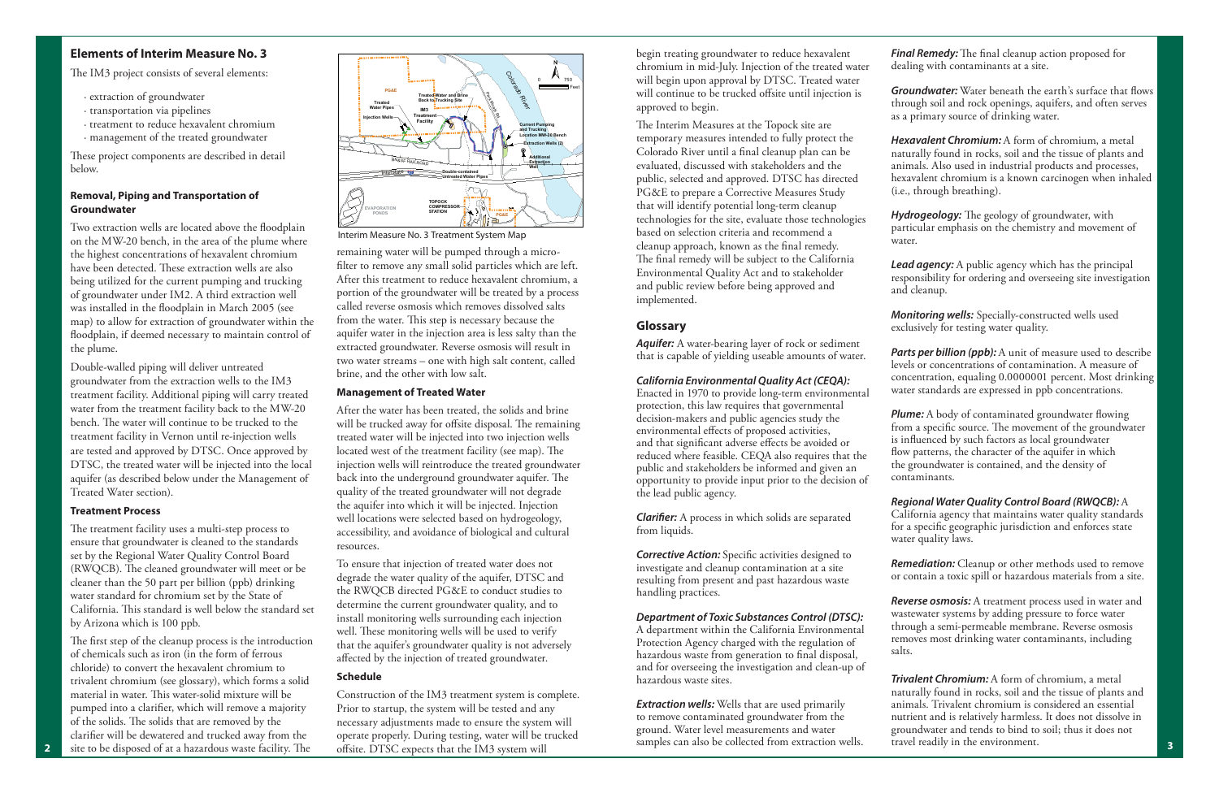## Elements of Interim Measure No. 3

The IM3 project consists of several elements:

- extraction of groundwater
- transportation via pipelines
- treatment to reduce hexavalent chromium
- management of the treated groundwater

These project components are described in detail below.

### Removal, Piping and Transportation of Groundwater

Two extraction wells are located above the floodplain on the MW-20 bench, in the area of the plume where the highest concentrations of hexavalent chromium have been detected. These extraction wells are also being utilized for the current pumping and trucking of groundwater under IM2. A third extraction well was installed in the floodplain in March 2005 (see map) to allow for extraction of groundwater within the floodplain, if deemed necessary to maintain control of the plume.

Double-walled piping will deliver untreated groundwater from the extraction wells to the IM3 treatment facility. Additional piping will carry treated water from the treatment facility back to the MW-20 bench. The water will continue to be trucked to the treatment facility in Vernon until re-injection wells are tested and approved by DTSC. Once approved by DTSC, the treated water will be injected into the local aquifer (as described below under the Management of Treated Water section).

### Treatment Process

The treatment facility uses a multi-step process to ensure that groundwater is cleaned to the standards set by the Regional Water Quality Control Board (RWQCB). The cleaned groundwater will meet or be cleaner than the 50 part per billion (ppb) drinking water standard for chromium set by the State of California. This standard is well below the standard set by Arizona which is 100 ppb.

The first step of the cleanup process is the introduction of chemicals such as iron (in the form of ferrous chloride) to convert the hexavalent chromium to trivalent chromium (see glossary), which forms a solid material in water. This water-solid mixture will be pumped into a clarifier, which will remove a majority of the solids. The solids that are removed by the clarifier will be dewatered and trucked away from the site to be disposed of at a hazardous waste facility. The remaining water will be pumped through a micro-filter to remove any small solid particles which are left. After this treatment to reduce hexavalent chromium, a portion of the groundwater will be treated by a process called reverse osmosis which removes dissolved salts from the water. This step is necessary because the aquifer water in the injection area is less salty than the extracted groundwater. Reverse osmosis will result in two water streams – one with high salt content, called brine, and the other with low salt.

Interim Measure No. 3 Treatment System Map

### Management of Treated Water

After the water has been treated, the solids and brine will be trucked away for offsite disposal. The remaining treated water will be injected into two injection wells located west of the treatment facility (see map). The injection wells will reintroduce the treated groundwater back into the underground groundwater aquifer. The quality of the treated groundwater will not degrade the aquifer into which it will be injected. Injection well locations were selected based on hydrogeology, accessibility, and avoidance of biological and cultural resources.

To ensure that injection of treated water does not degrade the water quality of the aquifer, DTSC and the RWQCB directed PG&E to conduct studies to determine the current groundwater quality, and to install monitoring wells surrounding each injection well. These monitoring wells will be used to verify that the aquifer's groundwater quality is not adversely affected by the injection of treated groundwater.

### Schedule

Construction of the IM3 treatment system is complete. Prior to startup, the system will be tested and any necessary adjustments made to ensure the system will operate properly. During testing, water will be trucked offsite. DTSC expects that the IM3 system will begin treating groundwater to reduce hexavalent chromium in mid-July. Injection of the treated water will begin upon approval by DTSC. Treated water will continue to be trucked offsite until injection is approved to begin.

The Interim Measures at the Topock site are temporary measures intended to fully protect the Colorado River until a final cleanup plan can be evaluated, discussed with stakeholders and the public, selected and approved. DTSC has directed PG&E to prepare a Corrective Measures Study that will identify potential long-term cleanup technologies for the site, evaluate those technologies based on selection criteria and recommend a cleanup approach, known as the final remedy. The final remedy will be subject to the California Environmental Quality Act and to stakeholder and public review before being approved and implemented.

## Glossary

***Aquifer:*** A water-bearing layer of rock or sediment that is capable of yielding useable amounts of water.

***California Environmental Quality Act (CEQA):*** Enacted in 1970 to provide long-term environmental protection, this law requires that governmental decision-makers and public agencies study the environmental effects of proposed activities, and that significant adverse effects be avoided or reduced where feasible. CEQA also requires that the public and stakeholders be informed and given an opportunity to provide input prior to the decision of the lead public agency.

***Clarifier:*** A process in which solids are separated from liquids.

***Corrective Action:*** Specific activities designed to investigate and cleanup contamination at a site resulting from present and past hazardous waste handling practices.

***Department of Toxic Substances Control (DTSC):*** A department within the California Environmental Protection Agency charged with the regulation of hazardous waste from generation to final disposal, and for overseeing the investigation and clean-up of hazardous waste sites.

***Extraction wells:*** Wells that are used primarily to remove contaminated groundwater from the ground. Water level measurements and water samples can also be collected from extraction wells.

***Final Remedy:*** The final cleanup action proposed for dealing with contaminants at a site.

***Groundwater:*** Water beneath the earth's surface that flows through soil and rock openings, aquifers, and often serves as a primary source of drinking water.

***Hexavalent Chromium:*** A form of chromium, a metal naturally found in rocks, soil and the tissue of plants and animals. Also used in industrial products and processes, hexavalent chromium is a known carcinogen when inhaled (i.e., through breathing).

***Hydrogeology:*** The geology of groundwater, with particular emphasis on the chemistry and movement of water.

***Lead agency:*** A public agency which has the principal responsibility for ordering and overseeing site investigation and cleanup.

***Monitoring wells:*** Specially-constructed wells used exclusively for testing water quality.

***Parts per billion (ppb):*** A unit of measure used to describe levels or concentrations of contamination. A measure of concentration, equaling 0.0000001 percent. Most drinking water standards are expressed in ppb concentrations.

***Plume:*** A body of contaminated groundwater flowing from a specific source. The movement of the groundwater is influenced by such factors as local groundwater flow patterns, the character of the aquifer in which the groundwater is contained, and the density of contaminants.

***Regional Water Quality Control Board (RWQCB):*** A California agency that maintains water quality standards for a specific geographic jurisdiction and enforces state water quality laws.

***Remediation:*** Cleanup or other methods used to remove or contain a toxic spill or hazardous materials from a site.

***Reverse osmosis:*** A treatment process used in water and wastewater systems by adding pressure to force water through a semi-permeable membrane. Reverse osmosis removes most drinking water contaminants, including salts.

***Trivalent Chromium:*** A form of chromium, a metal naturally found in rocks, soil and the tissue of plants and animals. Trivalent chromium is considered an essential nutrient and is relatively harmless. It does not dissolve in groundwater and tends to bind to soil; thus it does not travel readily in the environment.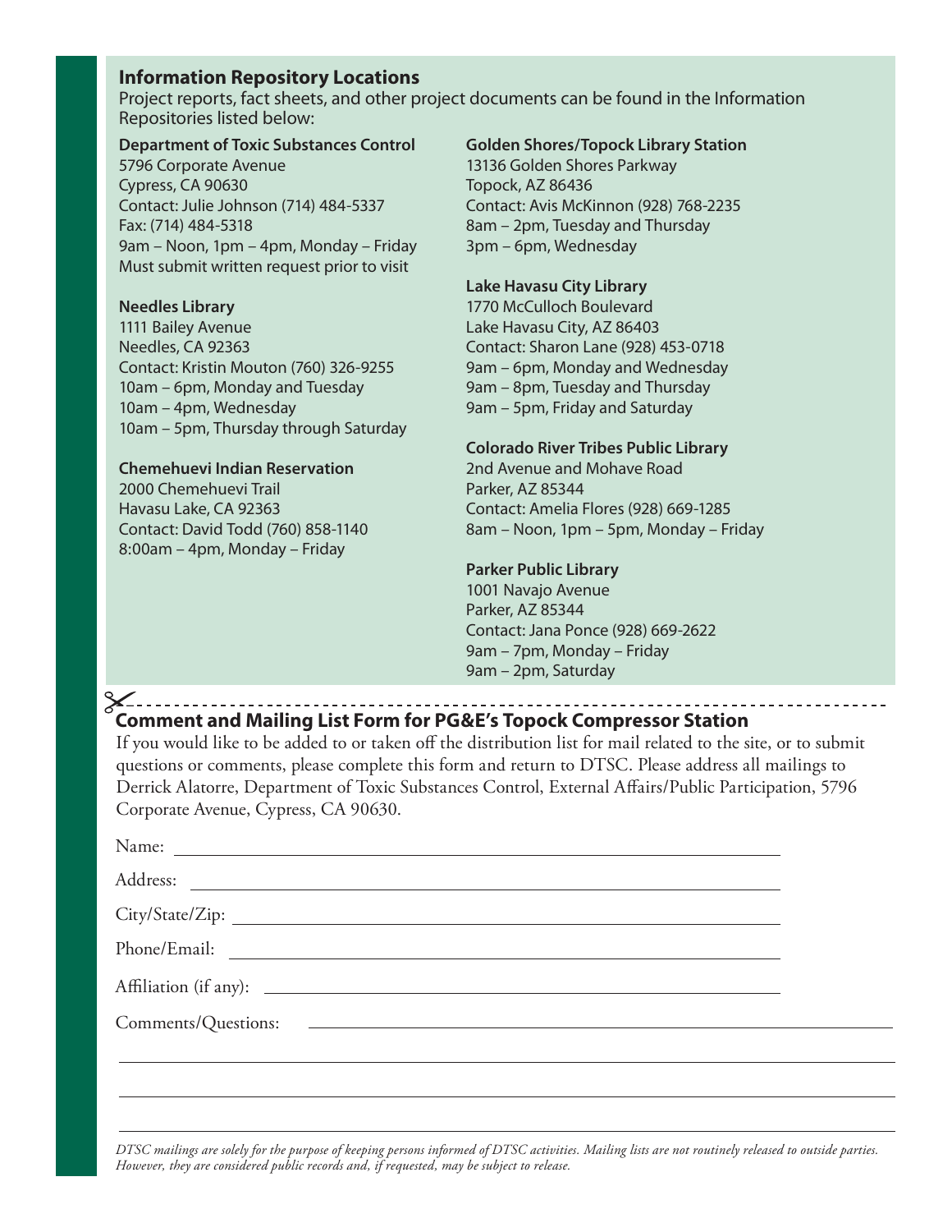## Information Repository Locations

Project reports, fact sheets, and other project documents can be found in the Information Repositories listed below:

**Department of Toxic Substances Control**
5796 Corporate Avenue
Cypress, CA 90630
Contact: Julie Johnson (714) 484-5337
Fax: (714) 484-5318
9am – Noon, 1pm – 4pm, Monday – Friday
Must submit written request prior to visit

**Needles Library**
1111 Bailey Avenue
Needles, CA 92363
Contact: Kristin Mouton (760) 326-9255
10am – 6pm, Monday and Tuesday
10am – 4pm, Wednesday
10am – 5pm, Thursday through Saturday

**Chemehuevi Indian Reservation**
2000 Chemehuevi Trail
Havasu Lake, CA 92363
Contact: David Todd (760) 858-1140
8:00am – 4pm, Monday – Friday

**Golden Shores/Topock Library Station**
13136 Golden Shores Parkway
Topock, AZ 86436
Contact: Avis McKinnon (928) 768-2235
8am – 2pm, Tuesday and Thursday
3pm – 6pm, Wednesday

**Lake Havasu City Library**
1770 McCulloch Boulevard
Lake Havasu City, AZ 86403
Contact: Sharon Lane (928) 453-0718
9am – 6pm, Monday and Wednesday
9am – 8pm, Tuesday and Thursday
9am – 5pm, Friday and Saturday

**Colorado River Tribes Public Library**
2nd Avenue and Mohave Road
Parker, AZ 85344
Contact: Amelia Flores (928) 669-1285
8am – Noon, 1pm – 5pm, Monday – Friday

**Parker Public Library**
1001 Navajo Avenue
Parker, AZ 85344
Contact: Jana Ponce (928) 669-2622
9am – 7pm, Monday – Friday
9am – 2pm, Saturday

## Comment and Mailing List Form for PG&E's Topock Compressor Station

If you would like to be added to or taken off the distribution list for mail related to the site, or to submit questions or comments, please complete this form and return to DTSC. Please address all mailings to Derrick Alatorre, Department of Toxic Substances Control, External Affairs/Public Participation, 5796 Corporate Avenue, Cypress, CA 90630.

Name: ______________________________

Address: ______________________________

City/State/Zip: ______________________________

Phone/Email: ______________________________

Affiliation (if any): ______________________________

Comments/Questions: ______________________________

______________________________

______________________________

______________________________

*DTSC mailings are solely for the purpose of keeping persons informed of DTSC activities. Mailing lists are not routinely released to outside parties. However, they are considered public records and, if requested, may be subject to release.*